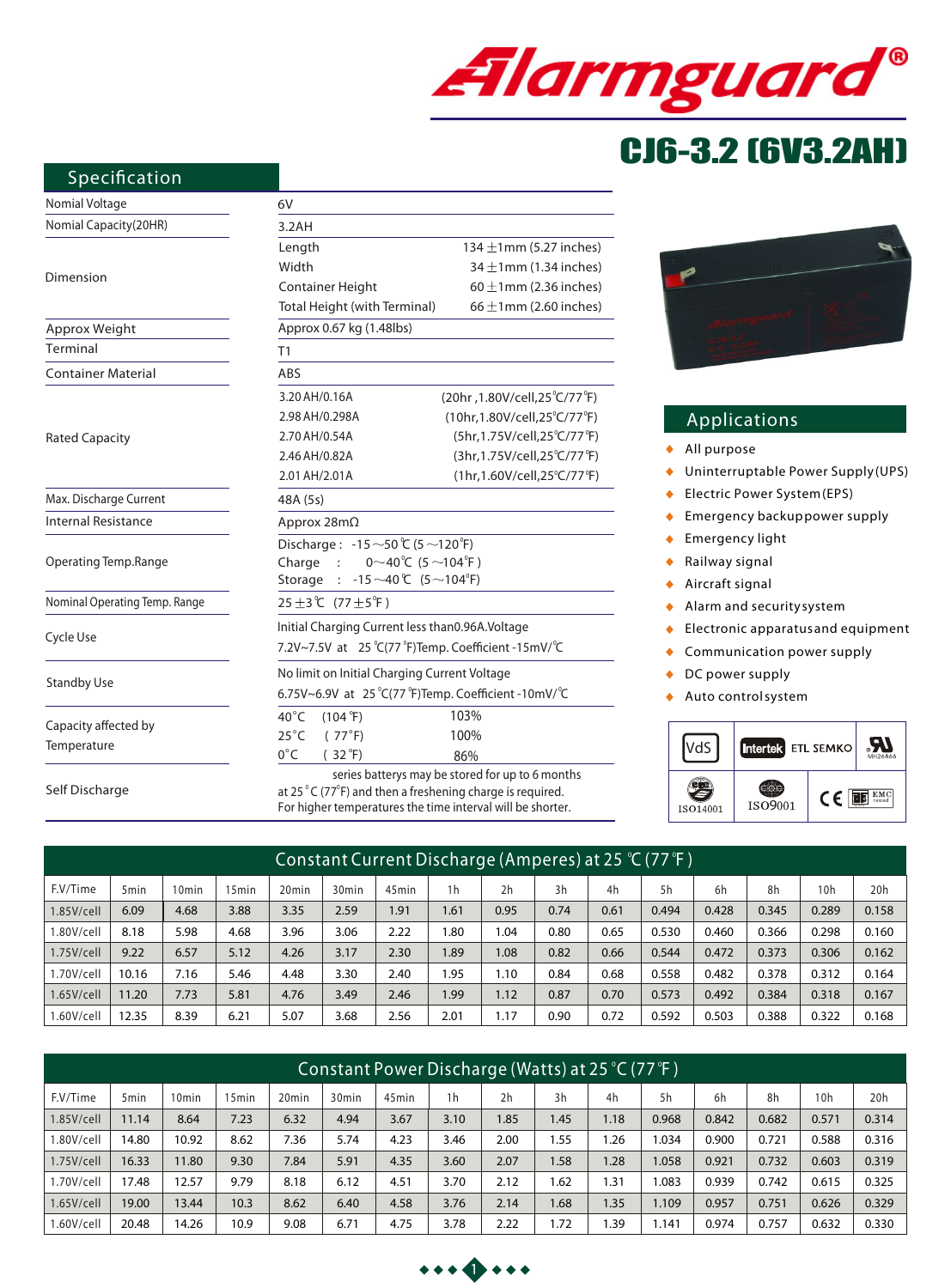# Alarmguard®

## CJ6-3.2 (6V3.2AH)

## Specification

| | | |
|---|---|---|
| Nomial Voltage | 6V | |
| Nomial Capacity(20HR) | 3.2AH | |
| Dimension | Length | 134 ±1mm (5.27 inches) |
| | Width | 34 ±1mm (1.34 inches) |
| | Container Height | 60 ±1mm (2.36 inches) |
| | Total Height (with Terminal) | 66 ±1mm (2.60 inches) |
| Approx Weight | Approx 0.67 kg (1.48lbs) | |
| Terminal | T1 | |
| Container Material | ABS | |
| Rated Capacity | 3.20 AH/0.16A | (20hr ,1.80V/cell,25°C/77°F) |
| | 2.98 AH/0.298A | (10hr,1.80V/cell,25°C/77°F) |
| | 2.70 AH/0.54A | (5hr,1.75V/cell,25°C/77°F) |
| | 2.46 AH/0.82A | (3hr,1.75V/cell,25°C/77°F) |
| | 2.01 AH/2.01A | (1hr,1.60V/cell,25°C/77°F) |
| Max. Discharge Current | 48A (5s) | |
| Internal Resistance | Approx 28mΩ | |
| Operating Temp.Range | Discharge : -15～50℃ (5～120°F)<br>Charge : 0～40℃ (5～104°F)<br>Storage : -15～40℃ (5～104°F) | |
| Nominal Operating Temp. Range | 25±3℃ (77±5°F) | |
| Cycle Use | Initial Charging Current less than0.96A.Voltage<br>7.2V~7.5V at 25°C(77°F)Temp. Coefficient -15mV/℃ | |
| Standby Use | No limit on Initial Charging Current Voltage<br>6.75V~6.9V at 25°C(77°F)Temp. Coefficient -10mV/℃ | |
| Capacity affected by Temperature | 40°C (104°F) | 103% |
| | 25°C (77°F) | 100% |
| | 0°C (32°F) | 86% |
| Self Discharge | series batterys may be stored for up to 6 months at 25°C (77°F) and then a freshening charge is required. For higher temperatures the time interval will be shorter. | |

## Applications

- All purpose
- Uninterruptable Power Supply(UPS)
- Electric Power System(EPS)
- Emergency backup power supply
- Emergency light
- Railway signal
- Aircraft signal
- Alarm and security system
- Electronic apparatus and equipment
- Communication power supply
- DC power supply
- Auto control system

VdS | Intertek ETL SEMKO | UL MH26866 | ISO14001 | ISO9001 | CE | EMC tested

## Constant Current Discharge (Amperes) at 25 ℃ (77 °F)

| F.V/Time | 5min | 10min | 15min | 20min | 30min | 45min | 1h | 2h | 3h | 4h | 5h | 6h | 8h | 10h | 20h |
|---|---|---|---|---|---|---|---|---|---|---|---|---|---|---|---|
| 1.85V/cell | 6.09 | 4.68 | 3.88 | 3.35 | 2.59 | 1.91 | 1.61 | 0.95 | 0.74 | 0.61 | 0.494 | 0.428 | 0.345 | 0.289 | 0.158 |
| 1.80V/cell | 8.18 | 5.98 | 4.68 | 3.96 | 3.06 | 2.22 | 1.80 | 1.04 | 0.80 | 0.65 | 0.530 | 0.460 | 0.366 | 0.298 | 0.160 |
| 1.75V/cell | 9.22 | 6.57 | 5.12 | 4.26 | 3.17 | 2.30 | 1.89 | 1.08 | 0.82 | 0.66 | 0.544 | 0.472 | 0.373 | 0.306 | 0.162 |
| 1.70V/cell | 10.16 | 7.16 | 5.46 | 4.48 | 3.30 | 2.40 | 1.95 | 1.10 | 0.84 | 0.68 | 0.558 | 0.482 | 0.378 | 0.312 | 0.164 |
| 1.65V/cell | 11.20 | 7.73 | 5.81 | 4.76 | 3.49 | 2.46 | 1.99 | 1.12 | 0.87 | 0.70 | 0.573 | 0.492 | 0.384 | 0.318 | 0.167 |
| 1.60V/cell | 12.35 | 8.39 | 6.21 | 5.07 | 3.68 | 2.56 | 2.01 | 1.17 | 0.90 | 0.72 | 0.592 | 0.503 | 0.388 | 0.322 | 0.168 |

## Constant Power Discharge (Watts) at 25 °C (77 °F)

| F.V/Time | 5min | 10min | 15min | 20min | 30min | 45min | 1h | 2h | 3h | 4h | 5h | 6h | 8h | 10h | 20h |
|---|---|---|---|---|---|---|---|---|---|---|---|---|---|---|---|
| 1.85V/cell | 11.14 | 8.64 | 7.23 | 6.32 | 4.94 | 3.67 | 3.10 | 1.85 | 1.45 | 1.18 | 0.968 | 0.842 | 0.682 | 0.571 | 0.314 |
| 1.80V/cell | 14.80 | 10.92 | 8.62 | 7.36 | 5.74 | 4.23 | 3.46 | 2.00 | 1.55 | 1.26 | 1.034 | 0.900 | 0.721 | 0.588 | 0.316 |
| 1.75V/cell | 16.33 | 11.80 | 9.30 | 7.84 | 5.91 | 4.35 | 3.60 | 2.07 | 1.58 | 1.28 | 1.058 | 0.921 | 0.732 | 0.603 | 0.319 |
| 1.70V/cell | 17.48 | 12.57 | 9.79 | 8.18 | 6.12 | 4.51 | 3.70 | 2.12 | 1.62 | 1.31 | 1.083 | 0.939 | 0.742 | 0.615 | 0.325 |
| 1.65V/cell | 19.00 | 13.44 | 10.3 | 8.62 | 6.40 | 4.58 | 3.76 | 2.14 | 1.68 | 1.35 | 1.109 | 0.957 | 0.751 | 0.626 | 0.329 |
| 1.60V/cell | 20.48 | 14.26 | 10.9 | 9.08 | 6.71 | 4.75 | 3.78 | 2.22 | 1.72 | 1.39 | 1.141 | 0.974 | 0.757 | 0.632 | 0.330 |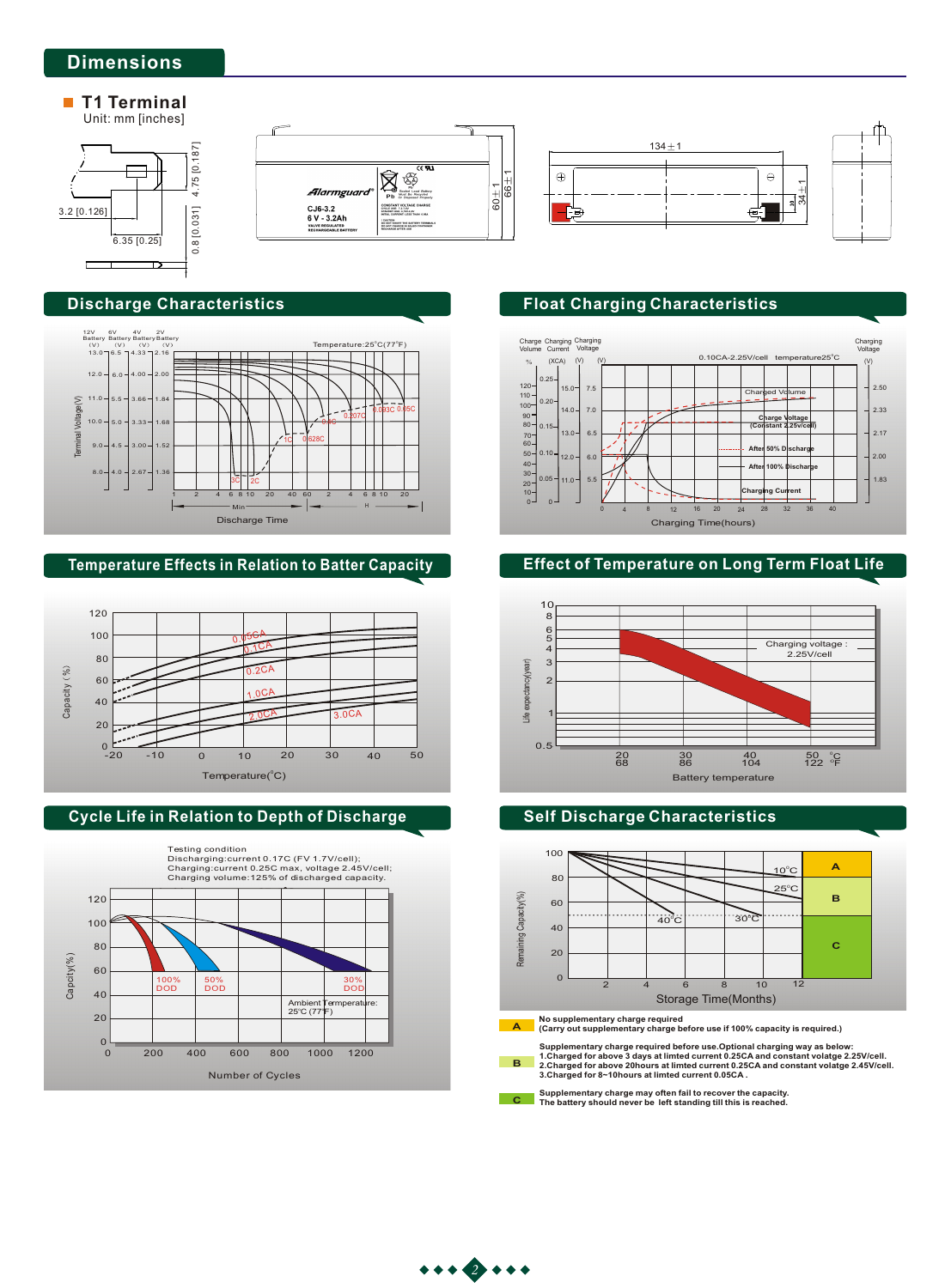## Dimensions

### T1 Terminal

Unit: mm [inches]

3.2 [0.126]
6.35 [0.25]
4.75 [0.187]
0.8 [0.031]

Alarmguard
CJ6-3.2
6 V - 3.2Ah
VALVE REGULATED RECHARGEABLE BATTERY

60±1
66±1
134±1
34±1

## Discharge Characteristics

12V Battery (V) | 6V Battery (V) | 4V Battery (V) | 2V Battery (V)

Temperature:25°C(77°F)

Terminal Voltage(V)

3C 2C 1C 0.628C 0.4C 0.207C 0.093C 0.05C

Min H

Discharge Time

## Float Charging Characteristics

Charge Volume % | Charging Current (XCA) | Charging Voltage (V) (V)

0.10CA-2.25V/cell temperature25°C

Charged Volume
Charge Voltage (Constant 2.25v/cell)
After 50% Discharge
After 100% Discharge
Charging Current

Charging Voltage (V)

Charging Time(hours)

## Temperature Effects in Relation to Batter Capacity

Capacity (%)

0.05CA 0.1CA 0.2CA 1.0CA 2.0CA 3.0CA

Temperature(°C)

## Effect of Temperature on Long Term Float Life

Life expectancy(year)

Charging voltage : 2.25V/cell

20 68 30 86 40 104 50 122 °C °F

Battery temperature

## Cycle Life in Relation to Depth of Discharge

Testing condition
Discharging:current 0.17C (FV 1.7V/cell);
Charging:current 0.25C max, voltage 2.45V/cell;
Charging volume:125% of discharged capacity.

Capacity(%)

100% DOD 50% DOD 30% DOD

Ambient Temperature: 25°C (77°F)

Number of Cycles

## Self Discharge Characteristics

Remaining Capacity(%)

10°C 25°C 40°C 30°C

A B C

Storage Time(Months)

**A** No supplementary charge required
(Carry out supplementary charge before use if 100% capacity is required.)

**B** Supplementary charge required before use.Optional charging way as below:
1.Charged for above 3 days at limted current 0.25CA and constant voltage 2.25V/cell.
2.Charged for above 20hours at limted current 0.25CA and constant voltage 2.45V/cell.
3.Charged for 8~10hours at limted current 0.05CA .

**C** Supplementary charge may often fail to recover the capacity.
The battery should never be left standing till this is reached.